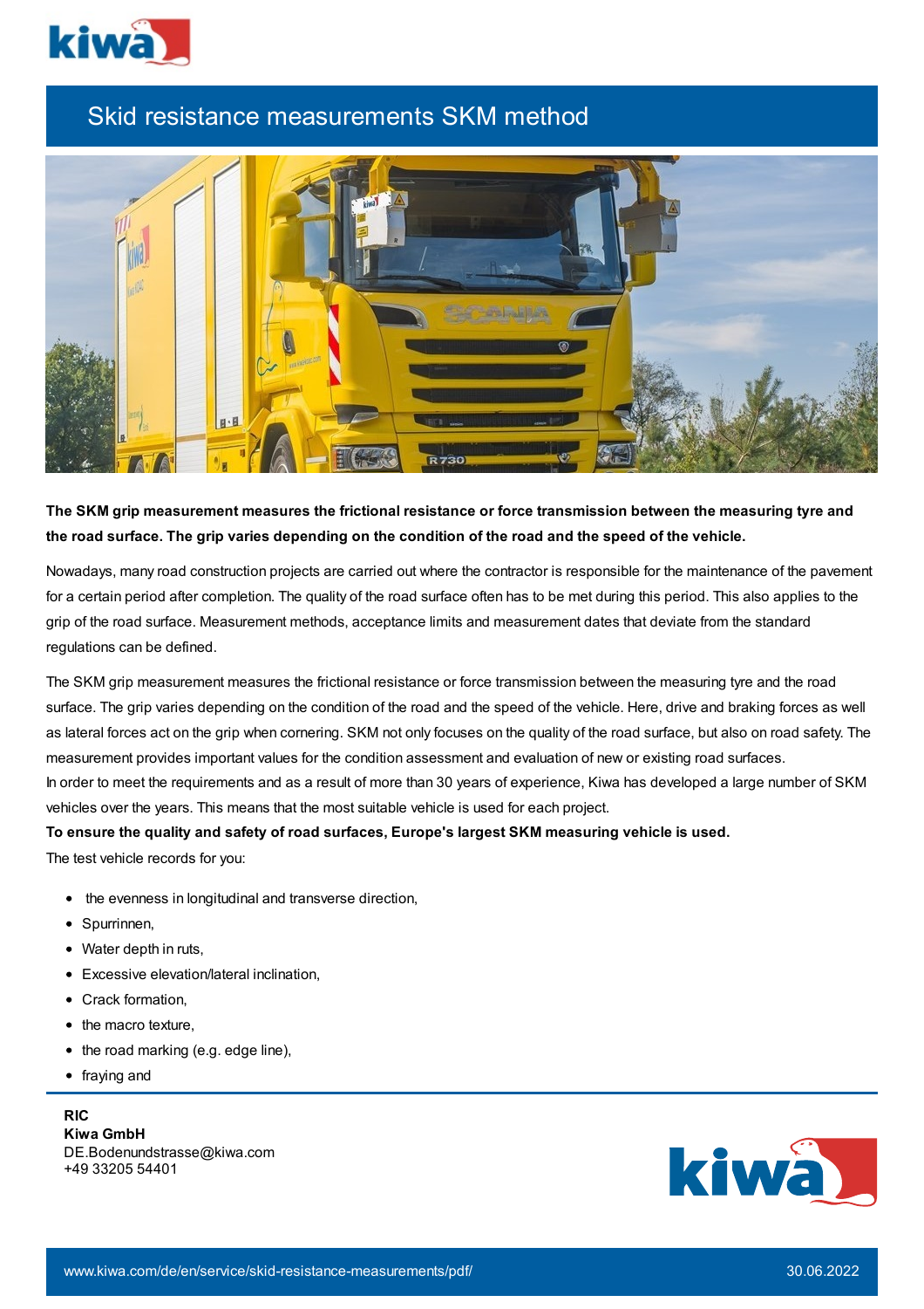# Skid resistance measurements SKM method

**The SKM grip measurement measures the frictional resistance or force transmission between the measuring tyre and the road surface. The grip varies depending on the condition of the road and the speed of the vehicle.**

Nowadays, many road construction projects are carried out where the contractor is responsible for the maintenance of the pavement for a certain period after completion. The quality of the road surface often has to be met during this period. This also applies to the grip of the road surface. Measurement methods, acceptance limits and measurement dates that deviate from the standard regulations can be defined.

The SKM grip measurement measures the frictional resistance or force transmission between the measuring tyre and the road surface. The grip varies depending on the condition of the road and the speed of the vehicle. Here, drive and braking forces as well as lateral forces act on the grip when cornering. SKM not only focuses on the quality of the road surface, but also on road safety. The measurement provides important values for the condition assessment and evaluation of new or existing road surfaces.
In order to meet the requirements and as a result of more than 30 years of experience, Kiwa has developed a large number of SKM vehicles over the years. This means that the most suitable vehicle is used for each project.

**To ensure the quality and safety of road surfaces, Europe's largest SKM measuring vehicle is used.**

The test vehicle records for you:

- the evenness in longitudinal and transverse direction,
- Spurrinnen,
- Water depth in ruts,
- Excessive elevation/lateral inclination,
- Crack formation,
- the macro texture,
- the road marking (e.g. edge line),
- fraying and

**RIC**
**Kiwa GmbH**
DE.Bodenundstrasse@kiwa.com
+49 33205 54401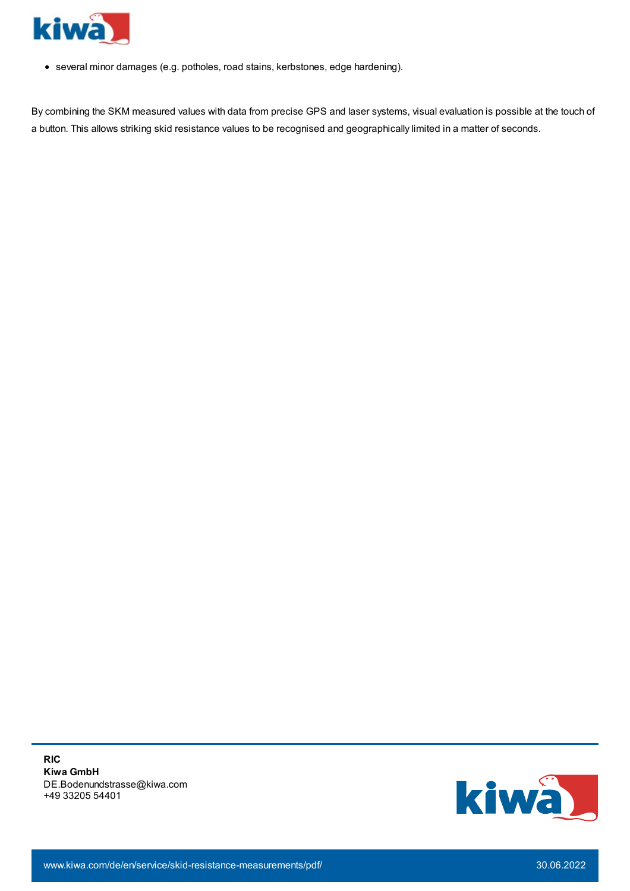- several minor damages (e.g. potholes, road stains, kerbstones, edge hardening).

By combining the SKM measured values with data from precise GPS and laser systems, visual evaluation is possible at the touch of a button. This allows striking skid resistance values to be recognised and geographically limited in a matter of seconds.

**RIC**
**Kiwa GmbH**
DE.Bodenundstrasse@kiwa.com
+49 33205 54401